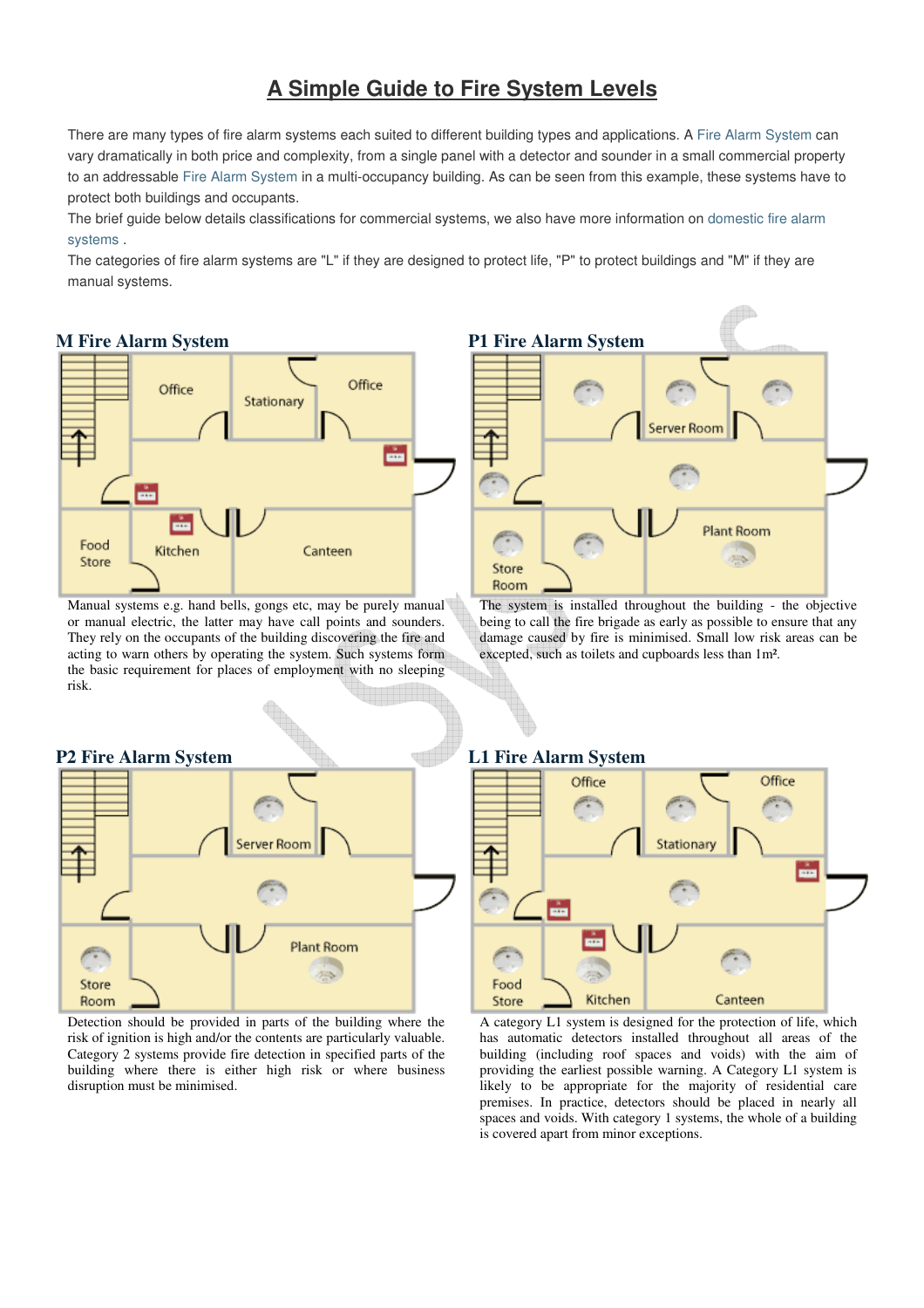# A Simple Guide to Fire System Levels

There are many types of fire alarm systems each suited to different building types and applications. A Fire Alarm System can vary dramatically in both price and complexity, from a single panel with a detector and sounder in a small commercial property to an addressable Fire Alarm System in a multi-occupancy building. As can be seen from this example, these systems have to protect both buildings and occupants.

The brief guide below details classifications for commercial systems, we also have more information on domestic fire alarm systems .

The categories of fire alarm systems are "L" if they are designed to protect life, "P" to protect buildings and "M" if they are manual systems.

## M Fire Alarm System

Office, Stationary, Office, Food Store, Kitchen, Canteen

Manual systems e.g. hand bells, gongs etc, may be purely manual or manual electric, the latter may have call points and sounders. They rely on the occupants of the building discovering the fire and acting to warn others by operating the system. Such systems form the basic requirement for places of employment with no sleeping risk.

## P1 Fire Alarm System

Server Room, Store Room, Plant Room

The system is installed throughout the building - the objective being to call the fire brigade as early as possible to ensure that any damage caused by fire is minimised. Small low risk areas can be excepted, such as toilets and cupboards less than 1m².

## P2 Fire Alarm System

Server Room, Store Room, Plant Room

Detection should be provided in parts of the building where the risk of ignition is high and/or the contents are particularly valuable. Category 2 systems provide fire detection in specified parts of the building where there is either high risk or where business disruption must be minimised.

## L1 Fire Alarm System

Office, Stationary, Office, Food Store, Kitchen, Canteen

A category L1 system is designed for the protection of life, which has automatic detectors installed throughout all areas of the building (including roof spaces and voids) with the aim of providing the earliest possible warning. A Category L1 system is likely to be appropriate for the majority of residential care premises. In practice, detectors should be placed in nearly all spaces and voids. With category 1 systems, the whole of a building is covered apart from minor exceptions.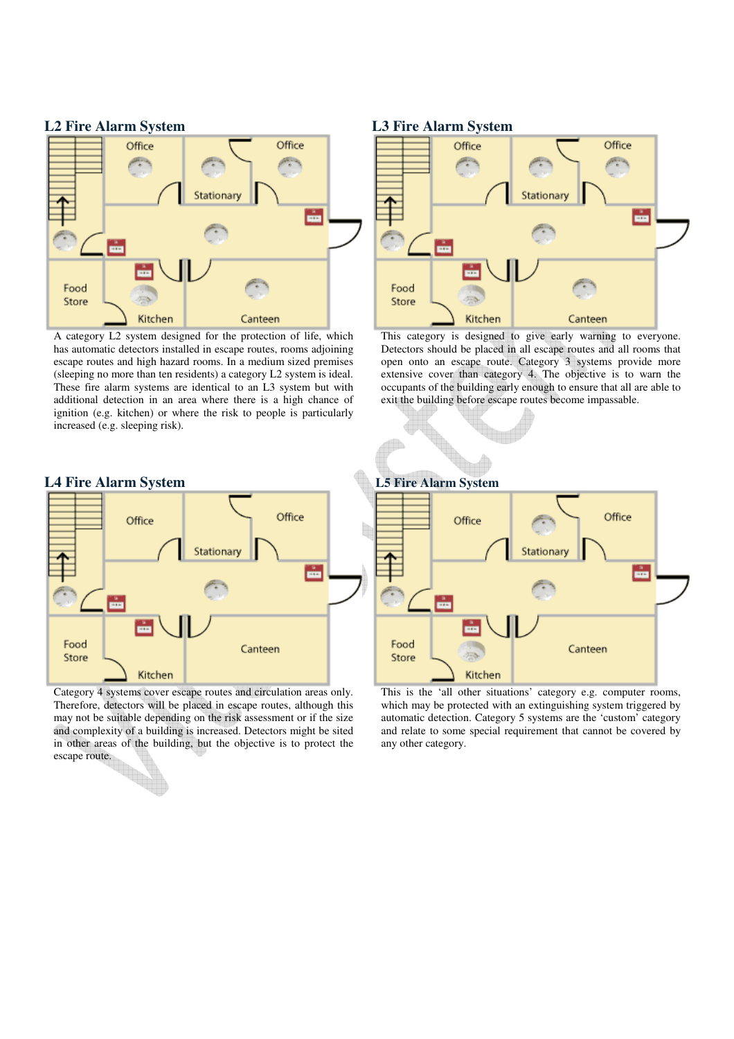## L2 Fire Alarm System

Office
Office
Stationary
Food Store
Kitchen
Canteen

A category L2 system designed for the protection of life, which has automatic detectors installed in escape routes, rooms adjoining escape routes and high hazard rooms. In a medium sized premises (sleeping no more than ten residents) a category L2 system is ideal. These fire alarm systems are identical to an L3 system but with additional detection in an area where there is a high chance of ignition (e.g. kitchen) or where the risk to people is particularly increased (e.g. sleeping risk).

## L3 Fire Alarm System

Office
Office
Stationary
Food Store
Kitchen
Canteen

This category is designed to give early warning to everyone. Detectors should be placed in all escape routes and all rooms that open onto an escape route. Category 3 systems provide more extensive cover than category 4. The objective is to warn the occupants of the building early enough to ensure that all are able to exit the building before escape routes become impassable.

## L4 Fire Alarm System

Office
Office
Stationary
Food Store
Kitchen
Canteen

Category 4 systems cover escape routes and circulation areas only. Therefore, detectors will be placed in escape routes, although this may not be suitable depending on the risk assessment or if the size and complexity of a building is increased. Detectors might be sited in other areas of the building, but the objective is to protect the escape route.

## L5 Fire Alarm System

Office
Office
Stationary
Food Store
Kitchen
Canteen

This is the 'all other situations' category e.g. computer rooms, which may be protected with an extinguishing system triggered by automatic detection. Category 5 systems are the 'custom' category and relate to some special requirement that cannot be covered by any other category.